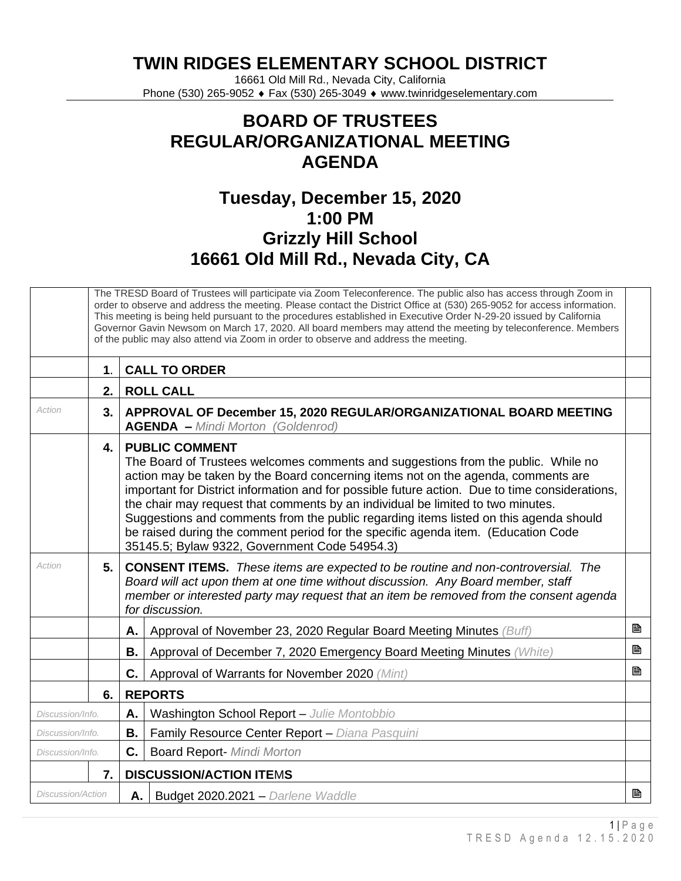# TWIN RIDGES ELEMENTARY SCHOOL DISTRICT

16661 Old Mill Rd., Nevada City, California
Phone (530) 265-9052 ♦ Fax (530) 265-3049 ♦ www.twinridgeselementary.com

## BOARD OF TRUSTEES
## REGULAR/ORGANIZATIONAL MEETING
## AGENDA

### Tuesday, December 15, 2020
### 1:00 PM
### Grizzly Hill School
### 16661 Old Mill Rd., Nevada City, CA

| | | | | |
|---|---|---|---|---|
| | The TRESD Board of Trustees will participate via Zoom Teleconference. The public also has access through Zoom in order to observe and address the meeting. Please contact the District Office at (530) 265-9052 for access information. This meeting is being held pursuant to the procedures established in Executive Order N-29-20 issued by California Governor Gavin Newsom on March 17, 2020. All board members may attend the meeting by teleconference. Members of the public may also attend via Zoom in order to observe and address the meeting. | | | |
| | **1.** | **CALL TO ORDER** | | |
| | **2.** | **ROLL CALL** | | |
| *Action* | **3.** | **APPROVAL OF December 15, 2020 REGULAR/ORGANIZATIONAL BOARD MEETING AGENDA –** *Mindi Morton (Goldenrod)* | | |
| | **4.** | **PUBLIC COMMENT** The Board of Trustees welcomes comments and suggestions from the public. While no action may be taken by the Board concerning items not on the agenda, comments are important for District information and for possible future action. Due to time considerations, the chair may request that comments by an individual be limited to two minutes. Suggestions and comments from the public regarding items listed on this agenda should be raised during the comment period for the specific agenda item. (Education Code 35145.5; Bylaw 9322, Government Code 54954.3) | | |
| *Action* | **5.** | **CONSENT ITEMS.** *These items are expected to be routine and non-controversial. The Board will act upon them at one time without discussion. Any Board member, staff member or interested party may request that an item be removed from the consent agenda for discussion.* | | |
| | | **A.** | Approval of November 23, 2020 Regular Board Meeting Minutes *(Buff)* | 🗎 |
| | | **B.** | Approval of December 7, 2020 Emergency Board Meeting Minutes *(White)* | 🗎 |
| | | **C.** | Approval of Warrants for November 2020 *(Mint)* | 🗎 |
| | **6.** | **REPORTS** | | |
| *Discussion/Info.* | | **A.** | Washington School Report – *Julie Montobbio* | |
| *Discussion/Info.* | | **B.** | Family Resource Center Report – *Diana Pasquini* | |
| *Discussion/Info.* | | **C.** | Board Report- *Mindi Morton* | |
| | **7.** | **DISCUSSION/ACTION ITEMS** | | |
| *Discussion/Action* | | **A.** | Budget 2020.2021 – *Darlene Waddle* | 🗎 |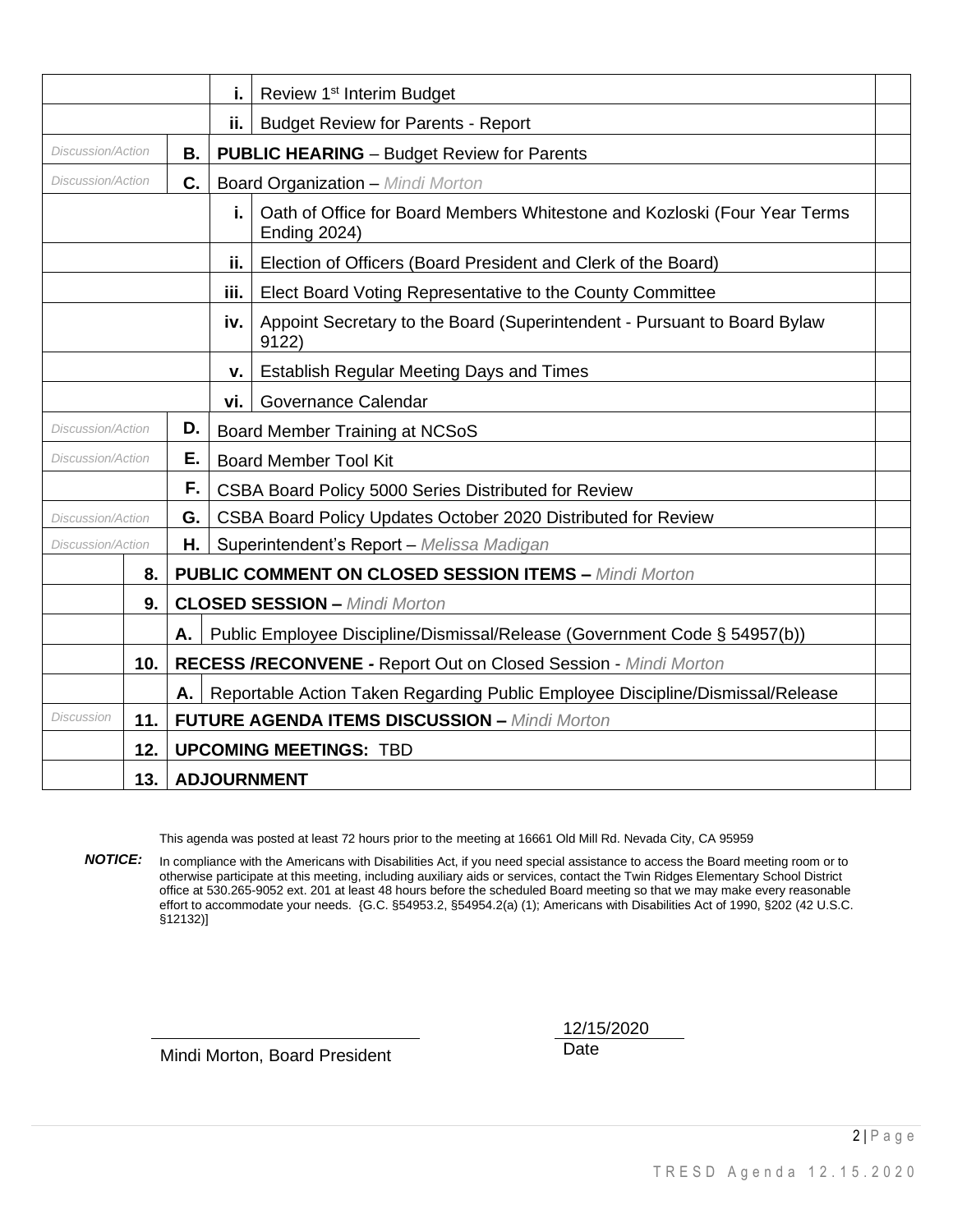| | | | | |
|---|---|---|---|---|
| | | i. | Review 1st Interim Budget | |
| | | ii. | Budget Review for Parents - Report | |
| *Discussion/Action* | B. | **PUBLIC HEARING** – Budget Review for Parents | | |
| *Discussion/Action* | C. | Board Organization – *Mindi Morton* | | |
| | | i. | Oath of Office for Board Members Whitestone and Kozloski (Four Year Terms Ending 2024) | |
| | | ii. | Election of Officers (Board President and Clerk of the Board) | |
| | | iii. | Elect Board Voting Representative to the County Committee | |
| | | iv. | Appoint Secretary to the Board (Superintendent - Pursuant to Board Bylaw 9122) | |
| | | v. | Establish Regular Meeting Days and Times | |
| | | vi. | Governance Calendar | |
| *Discussion/Action* | D. | Board Member Training at NCSoS | | |
| *Discussion/Action* | E. | Board Member Tool Kit | | |
| | F. | CSBA Board Policy 5000 Series Distributed for Review | | |
| *Discussion/Action* | G. | CSBA Board Policy Updates October 2020 Distributed for Review | | |
| *Discussion/Action* | H. | Superintendent's Report – *Melissa Madigan* | | |
| | 8. | **PUBLIC COMMENT ON CLOSED SESSION ITEMS –** *Mindi Morton* | | |
| | 9. | **CLOSED SESSION –** *Mindi Morton* | | |
| | | A. | Public Employee Discipline/Dismissal/Release (Government Code § 54957(b)) | |
| | 10. | **RECESS /RECONVENE -** Report Out on Closed Session - *Mindi Morton* | | |
| | | A. | Reportable Action Taken Regarding Public Employee Discipline/Dismissal/Release | |
| *Discussion* | 11. | **FUTURE AGENDA ITEMS DISCUSSION –** *Mindi Morton* | | |
| | 12. | **UPCOMING MEETINGS:** TBD | | |
| | 13. | **ADJOURNMENT** | | |

This agenda was posted at least 72 hours prior to the meeting at 16661 Old Mill Rd. Nevada City, CA 95959

***NOTICE:*** In compliance with the Americans with Disabilities Act, if you need special assistance to access the Board meeting room or to otherwise participate at this meeting, including auxiliary aids or services, contact the Twin Ridges Elementary School District office at 530.265-9052 ext. 201 at least 48 hours before the scheduled Board meeting so that we may make every reasonable effort to accommodate your needs. {G.C. §54953.2, §54954.2(a) (1); Americans with Disabilities Act of 1990, §202 (42 U.S.C. §12132)]

\_\_\_\_\_\_\_\_\_\_\_\_\_\_\_\_\_\_\_\_\_\_\_\_\_\_\_\_
Mindi Morton, Board President

12/15/2020
Date